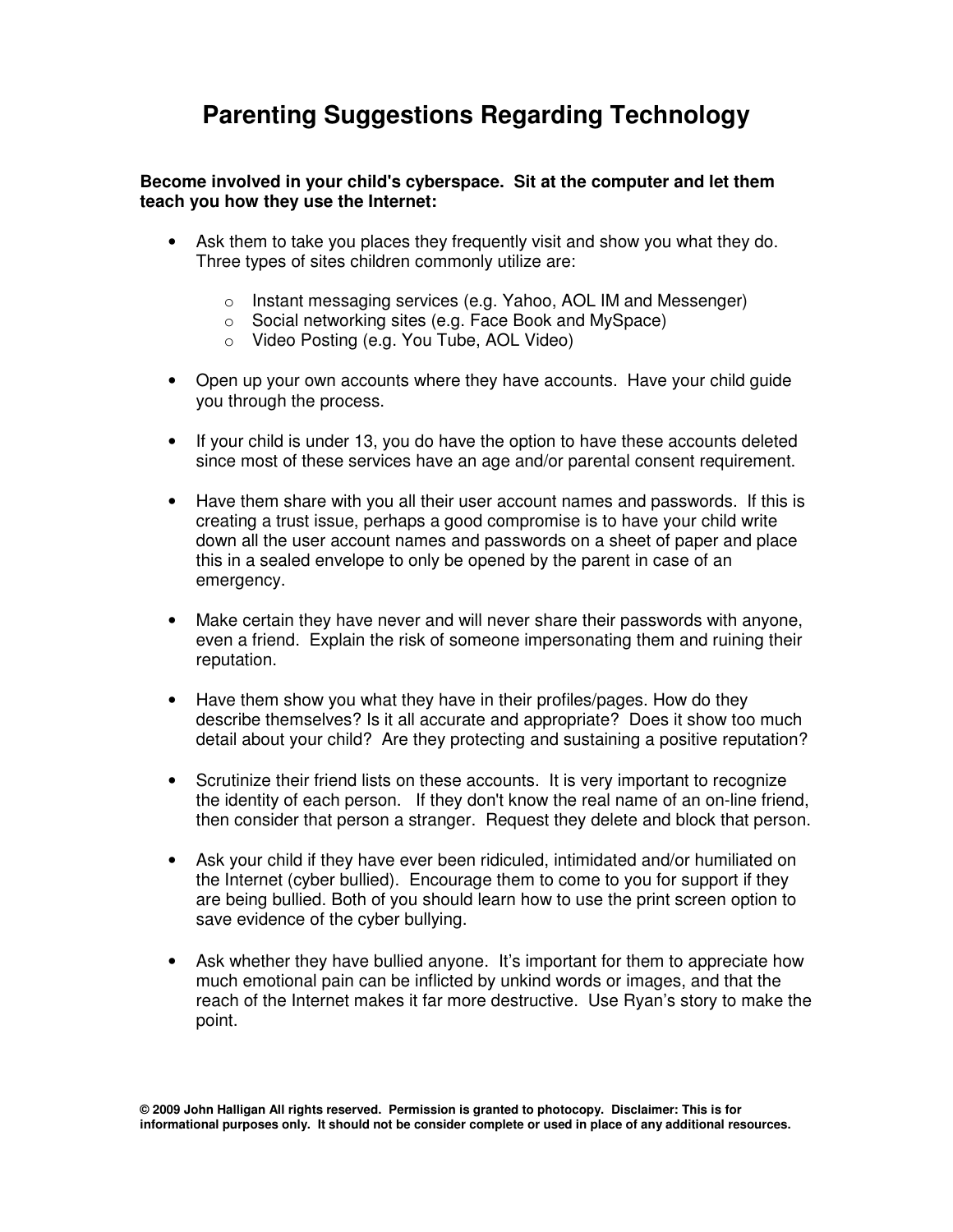# Parenting Suggestions Regarding Technology

**Become involved in your child's cyberspace. Sit at the computer and let them teach you how they use the Internet:**

- Ask them to take you places they frequently visit and show you what they do. Three types of sites children commonly utilize are:
  - Instant messaging services (e.g. Yahoo, AOL IM and Messenger)
  - Social networking sites (e.g. Face Book and MySpace)
  - Video Posting (e.g. You Tube, AOL Video)
- Open up your own accounts where they have accounts. Have your child guide you through the process.
- If your child is under 13, you do have the option to have these accounts deleted since most of these services have an age and/or parental consent requirement.
- Have them share with you all their user account names and passwords. If this is creating a trust issue, perhaps a good compromise is to have your child write down all the user account names and passwords on a sheet of paper and place this in a sealed envelope to only be opened by the parent in case of an emergency.
- Make certain they have never and will never share their passwords with anyone, even a friend. Explain the risk of someone impersonating them and ruining their reputation.
- Have them show you what they have in their profiles/pages. How do they describe themselves? Is it all accurate and appropriate? Does it show too much detail about your child? Are they protecting and sustaining a positive reputation?
- Scrutinize their friend lists on these accounts. It is very important to recognize the identity of each person. If they don't know the real name of an on-line friend, then consider that person a stranger. Request they delete and block that person.
- Ask your child if they have ever been ridiculed, intimidated and/or humiliated on the Internet (cyber bullied). Encourage them to come to you for support if they are being bullied. Both of you should learn how to use the print screen option to save evidence of the cyber bullying.
- Ask whether they have bullied anyone. It's important for them to appreciate how much emotional pain can be inflicted by unkind words or images, and that the reach of the Internet makes it far more destructive. Use Ryan's story to make the point.

**© 2009 John Halligan All rights reserved. Permission is granted to photocopy. Disclaimer: This is for informational purposes only. It should not be consider complete or used in place of any additional resources.**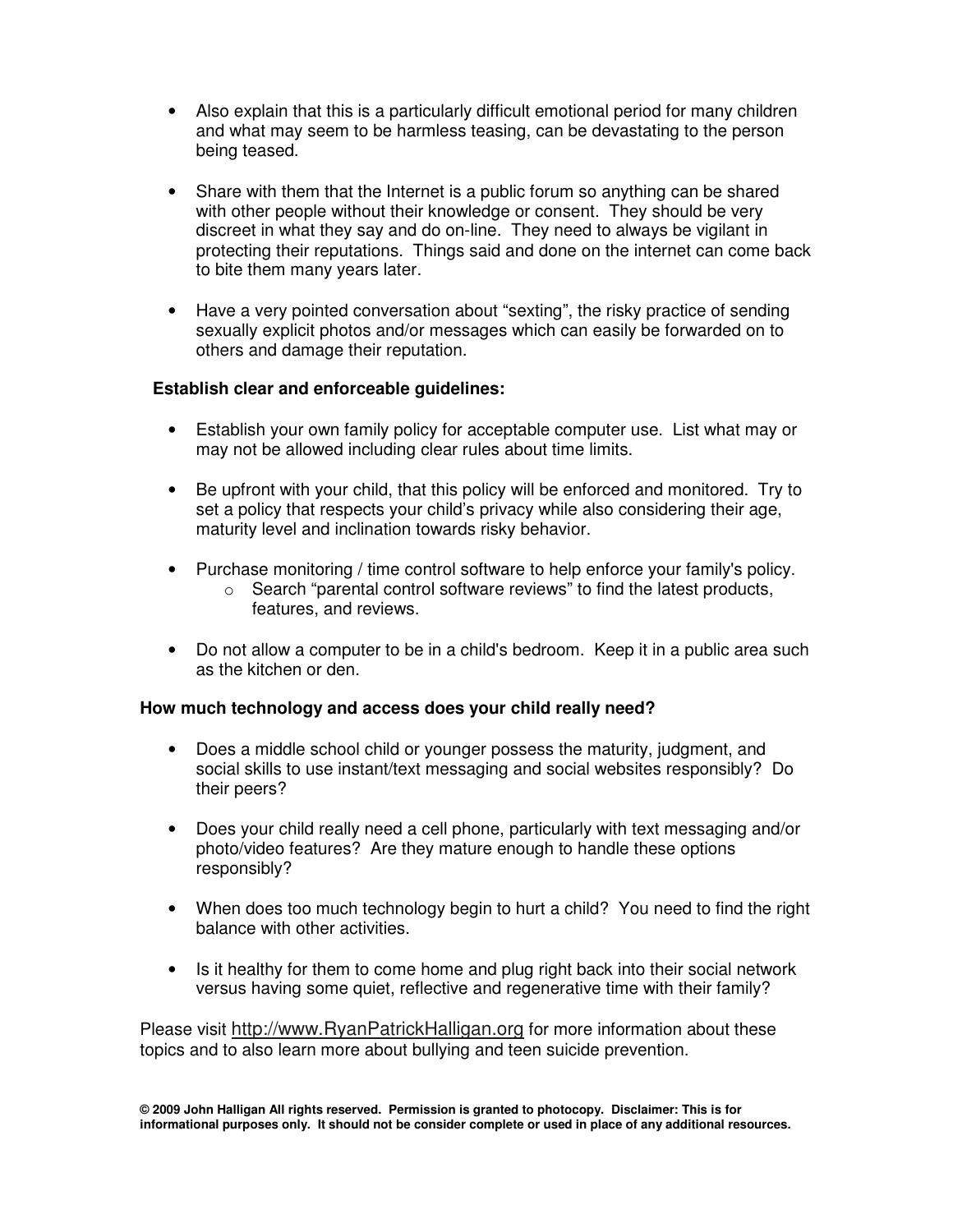- Also explain that this is a particularly difficult emotional period for many children and what may seem to be harmless teasing, can be devastating to the person being teased.

- Share with them that the Internet is a public forum so anything can be shared with other people without their knowledge or consent. They should be very discreet in what they say and do on-line. They need to always be vigilant in protecting their reputations. Things said and done on the internet can come back to bite them many years later.

- Have a very pointed conversation about "sexting", the risky practice of sending sexually explicit photos and/or messages which can easily be forwarded on to others and damage their reputation.

**Establish clear and enforceable guidelines:**

- Establish your own family policy for acceptable computer use. List what may or may not be allowed including clear rules about time limits.

- Be upfront with your child, that this policy will be enforced and monitored. Try to set a policy that respects your child's privacy while also considering their age, maturity level and inclination towards risky behavior.

- Purchase monitoring / time control software to help enforce your family's policy.
  - Search "parental control software reviews" to find the latest products, features, and reviews.

- Do not allow a computer to be in a child's bedroom. Keep it in a public area such as the kitchen or den.

**How much technology and access does your child really need?**

- Does a middle school child or younger possess the maturity, judgment, and social skills to use instant/text messaging and social websites responsibly? Do their peers?

- Does your child really need a cell phone, particularly with text messaging and/or photo/video features? Are they mature enough to handle these options responsibly?

- When does too much technology begin to hurt a child? You need to find the right balance with other activities.

- Is it healthy for them to come home and plug right back into their social network versus having some quiet, reflective and regenerative time with their family?

Please visit http://www.RyanPatrickHalligan.org for more information about these topics and to also learn more about bullying and teen suicide prevention.

**© 2009 John Halligan All rights reserved. Permission is granted to photocopy. Disclaimer: This is for informational purposes only. It should not be consider complete or used in place of any additional resources.**